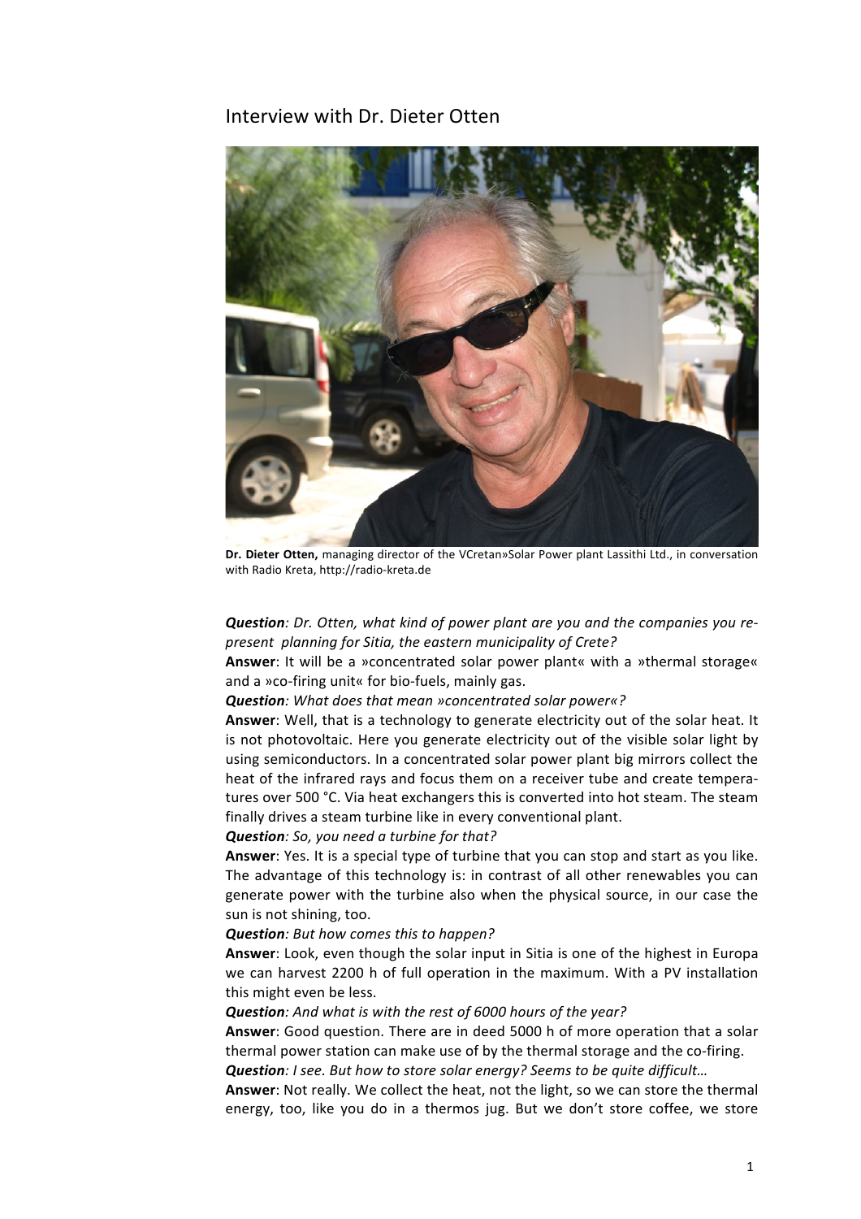# Interview with Dr. Dieter Otten

**Dr. Dieter Otten,** managing director of the VCretan»Solar Power plant Lassithi Ltd., in conversation with Radio Kreta, http://radio-kreta.de

***Question****: Dr. Otten, what kind of power plant are you and the companies you represent planning for Sitia, the eastern municipality of Crete?*

**Answer**: It will be a »concentrated solar power plant« with a »thermal storage« and a »co-firing unit« for bio-fuels, mainly gas.

***Question****: What does that mean »concentrated solar power«?*

**Answer**: Well, that is a technology to generate electricity out of the solar heat. It is not photovoltaic. Here you generate electricity out of the visible solar light by using semiconductors. In a concentrated solar power plant big mirrors collect the heat of the infrared rays and focus them on a receiver tube and create temperatures over 500 °C. Via heat exchangers this is converted into hot steam. The steam finally drives a steam turbine like in every conventional plant.

***Question****: So, you need a turbine for that?*

**Answer**: Yes. It is a special type of turbine that you can stop and start as you like. The advantage of this technology is: in contrast of all other renewables you can generate power with the turbine also when the physical source, in our case the sun is not shining, too.

***Question****: But how comes this to happen?*

**Answer**: Look, even though the solar input in Sitia is one of the highest in Europa we can harvest 2200 h of full operation in the maximum. With a PV installation this might even be less.

***Question****: And what is with the rest of 6000 hours of the year?*

**Answer**: Good question. There are in deed 5000 h of more operation that a solar thermal power station can make use of by the thermal storage and the co-firing.

***Question****: I see. But how to store solar energy? Seems to be quite difficult…*

**Answer**: Not really. We collect the heat, not the light, so we can store the thermal energy, too, like you do in a thermos jug. But we don't store coffee, we store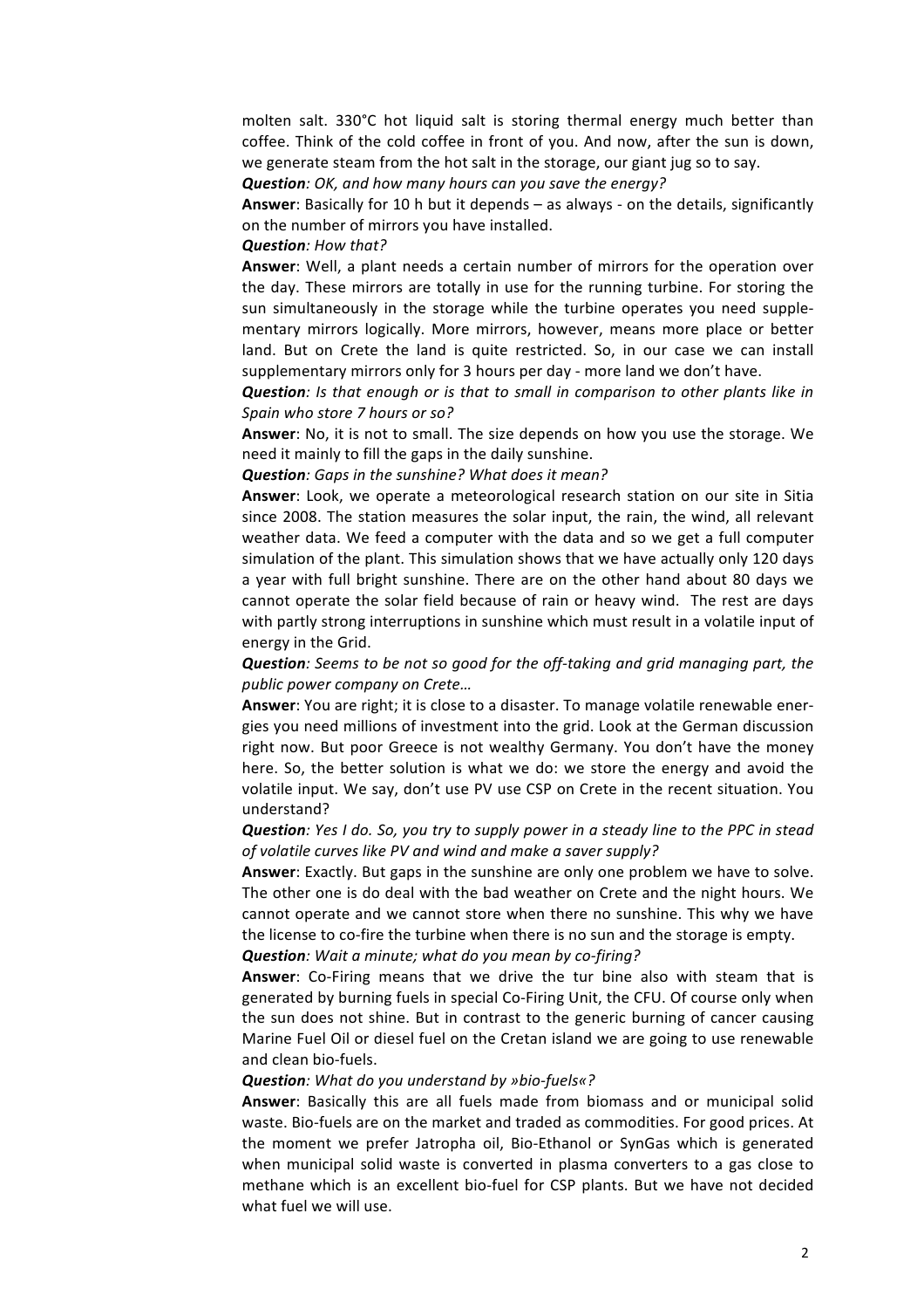molten salt. 330°C hot liquid salt is storing thermal energy much better than coffee. Think of the cold coffee in front of you. And now, after the sun is down, we generate steam from the hot salt in the storage, our giant jug so to say.

***Question****: OK, and how many hours can you save the energy?*

**Answer**: Basically for 10 h but it depends – as always - on the details, significantly on the number of mirrors you have installed.

***Question****: How that?*

**Answer**: Well, a plant needs a certain number of mirrors for the operation over the day. These mirrors are totally in use for the running turbine. For storing the sun simultaneously in the storage while the turbine operates you need supplementary mirrors logically. More mirrors, however, means more place or better land. But on Crete the land is quite restricted. So, in our case we can install supplementary mirrors only for 3 hours per day - more land we don't have.

***Question****: Is that enough or is that to small in comparison to other plants like in Spain who store 7 hours or so?*

**Answer**: No, it is not to small. The size depends on how you use the storage. We need it mainly to fill the gaps in the daily sunshine.

***Question****: Gaps in the sunshine? What does it mean?*

**Answer**: Look, we operate a meteorological research station on our site in Sitia since 2008. The station measures the solar input, the rain, the wind, all relevant weather data. We feed a computer with the data and so we get a full computer simulation of the plant. This simulation shows that we have actually only 120 days a year with full bright sunshine. There are on the other hand about 80 days we cannot operate the solar field because of rain or heavy wind. The rest are days with partly strong interruptions in sunshine which must result in a volatile input of energy in the Grid.

***Question****: Seems to be not so good for the off-taking and grid managing part, the public power company on Crete…*

**Answer**: You are right; it is close to a disaster. To manage volatile renewable energies you need millions of investment into the grid. Look at the German discussion right now. But poor Greece is not wealthy Germany. You don't have the money here. So, the better solution is what we do: we store the energy and avoid the volatile input. We say, don't use PV use CSP on Crete in the recent situation. You understand?

***Question****: Yes I do. So, you try to supply power in a steady line to the PPC in stead of volatile curves like PV and wind and make a saver supply?*

**Answer**: Exactly. But gaps in the sunshine are only one problem we have to solve. The other one is do deal with the bad weather on Crete and the night hours. We cannot operate and we cannot store when there no sunshine. This why we have the license to co-fire the turbine when there is no sun and the storage is empty.

***Question****: Wait a minute; what do you mean by co-firing?*

**Answer**: Co-Firing means that we drive the tur bine also with steam that is generated by burning fuels in special Co-Firing Unit, the CFU. Of course only when the sun does not shine. But in contrast to the generic burning of cancer causing Marine Fuel Oil or diesel fuel on the Cretan island we are going to use renewable and clean bio-fuels.

***Question****: What do you understand by »bio-fuels«?*

**Answer**: Basically this are all fuels made from biomass and or municipal solid waste. Bio-fuels are on the market and traded as commodities. For good prices. At the moment we prefer Jatropha oil, Bio-Ethanol or SynGas which is generated when municipal solid waste is converted in plasma converters to a gas close to methane which is an excellent bio-fuel for CSP plants. But we have not decided what fuel we will use.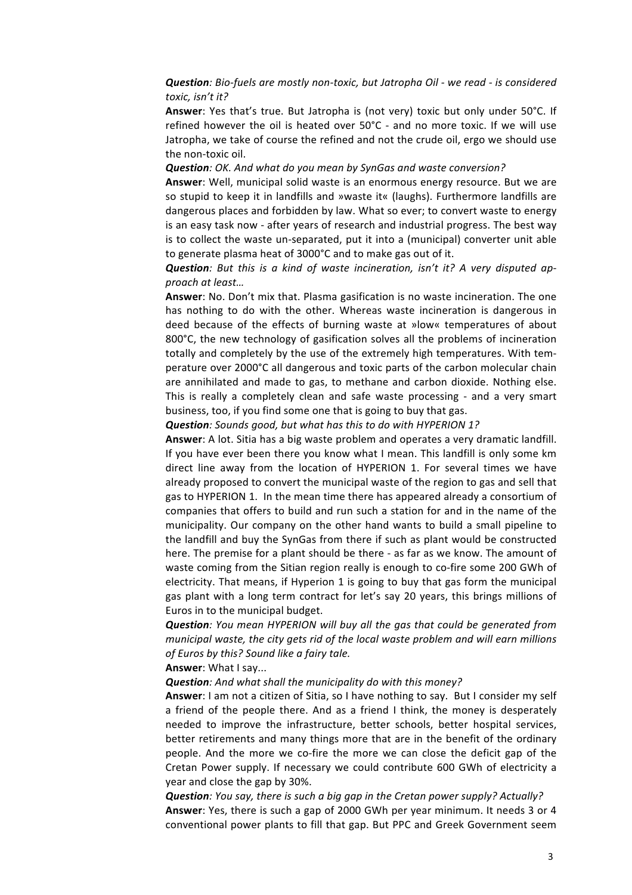***Question****: Bio-fuels are mostly non-toxic, but Jatropha Oil - we read - is considered toxic, isn't it?*

**Answer**: Yes that's true. But Jatropha is (not very) toxic but only under 50°C. If refined however the oil is heated over 50°C - and no more toxic. If we will use Jatropha, we take of course the refined and not the crude oil, ergo we should use the non-toxic oil.

***Question****: OK. And what do you mean by SynGas and waste conversion?*

**Answer**: Well, municipal solid waste is an enormous energy resource. But we are so stupid to keep it in landfills and »waste it« (laughs). Furthermore landfills are dangerous places and forbidden by law. What so ever; to convert waste to energy is an easy task now - after years of research and industrial progress. The best way is to collect the waste un-separated, put it into a (municipal) converter unit able to generate plasma heat of 3000°C and to make gas out of it.

***Question****: But this is a kind of waste incineration, isn't it? A very disputed approach at least…*

**Answer**: No. Don't mix that. Plasma gasification is no waste incineration. The one has nothing to do with the other. Whereas waste incineration is dangerous in deed because of the effects of burning waste at »low« temperatures of about 800°C, the new technology of gasification solves all the problems of incineration totally and completely by the use of the extremely high temperatures. With temperature over 2000°C all dangerous and toxic parts of the carbon molecular chain are annihilated and made to gas, to methane and carbon dioxide. Nothing else. This is really a completely clean and safe waste processing - and a very smart business, too, if you find some one that is going to buy that gas.

***Question****: Sounds good, but what has this to do with HYPERION 1?*

**Answer**: A lot. Sitia has a big waste problem and operates a very dramatic landfill. If you have ever been there you know what I mean. This landfill is only some km direct line away from the location of HYPERION 1. For several times we have already proposed to convert the municipal waste of the region to gas and sell that gas to HYPERION 1. In the mean time there has appeared already a consortium of companies that offers to build and run such a station for and in the name of the municipality. Our company on the other hand wants to build a small pipeline to the landfill and buy the SynGas from there if such as plant would be constructed here. The premise for a plant should be there - as far as we know. The amount of waste coming from the Sitian region really is enough to co-fire some 200 GWh of electricity. That means, if Hyperion 1 is going to buy that gas form the municipal gas plant with a long term contract for let's say 20 years, this brings millions of Euros in to the municipal budget.

***Question****: You mean HYPERION will buy all the gas that could be generated from municipal waste, the city gets rid of the local waste problem and will earn millions of Euros by this? Sound like a fairy tale.*

**Answer**: What I say...

***Question****: And what shall the municipality do with this money?*

**Answer**: I am not a citizen of Sitia, so I have nothing to say. But I consider my self a friend of the people there. And as a friend I think, the money is desperately needed to improve the infrastructure, better schools, better hospital services, better retirements and many things more that are in the benefit of the ordinary people. And the more we co-fire the more we can close the deficit gap of the Cretan Power supply. If necessary we could contribute 600 GWh of electricity a year and close the gap by 30%.

***Question****: You say, there is such a big gap in the Cretan power supply? Actually?*

**Answer**: Yes, there is such a gap of 2000 GWh per year minimum. It needs 3 or 4 conventional power plants to fill that gap. But PPC and Greek Government seem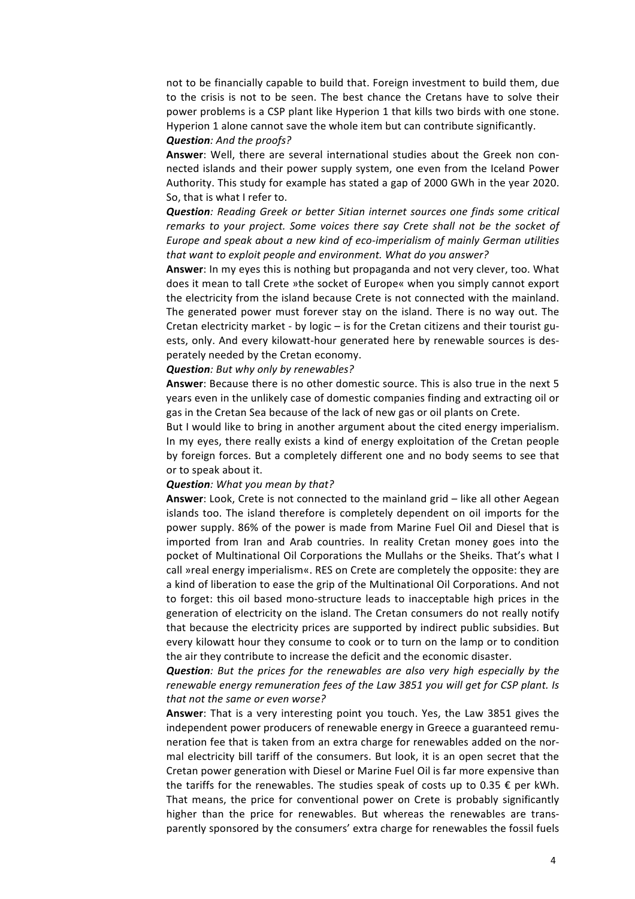not to be financially capable to build that. Foreign investment to build them, due to the crisis is not to be seen. The best chance the Cretans have to solve their power problems is a CSP plant like Hyperion 1 that kills two birds with one stone. Hyperion 1 alone cannot save the whole item but can contribute significantly.

***Question****: And the proofs?*

**Answer**: Well, there are several international studies about the Greek non connected islands and their power supply system, one even from the Iceland Power Authority. This study for example has stated a gap of 2000 GWh in the year 2020. So, that is what I refer to.

***Question****: Reading Greek or better Sitian internet sources one finds some critical remarks to your project. Some voices there say Crete shall not be the socket of Europe and speak about a new kind of eco-imperialism of mainly German utilities that want to exploit people and environment. What do you answer?*

**Answer**: In my eyes this is nothing but propaganda and not very clever, too. What does it mean to tall Crete »the socket of Europe« when you simply cannot export the electricity from the island because Crete is not connected with the mainland. The generated power must forever stay on the island. There is no way out. The Cretan electricity market - by logic – is for the Cretan citizens and their tourist guests, only. And every kilowatt-hour generated here by renewable sources is desperately needed by the Cretan economy.

***Question****: But why only by renewables?*

**Answer**: Because there is no other domestic source. This is also true in the next 5 years even in the unlikely case of domestic companies finding and extracting oil or gas in the Cretan Sea because of the lack of new gas or oil plants on Crete.

But I would like to bring in another argument about the cited energy imperialism. In my eyes, there really exists a kind of energy exploitation of the Cretan people by foreign forces. But a completely different one and no body seems to see that or to speak about it.

***Question****: What you mean by that?*

**Answer**: Look, Crete is not connected to the mainland grid – like all other Aegean islands too. The island therefore is completely dependent on oil imports for the power supply. 86% of the power is made from Marine Fuel Oil and Diesel that is imported from Iran and Arab countries. In reality Cretan money goes into the pocket of Multinational Oil Corporations the Mullahs or the Sheiks. That's what I call »real energy imperialism«. RES on Crete are completely the opposite: they are a kind of liberation to ease the grip of the Multinational Oil Corporations. And not to forget: this oil based mono-structure leads to inacceptable high prices in the generation of electricity on the island. The Cretan consumers do not really notify that because the electricity prices are supported by indirect public subsidies. But every kilowatt hour they consume to cook or to turn on the lamp or to condition the air they contribute to increase the deficit and the economic disaster.

***Question****: But the prices for the renewables are also very high especially by the renewable energy remuneration fees of the Law 3851 you will get for CSP plant. Is that not the same or even worse?*

**Answer**: That is a very interesting point you touch. Yes, the Law 3851 gives the independent power producers of renewable energy in Greece a guaranteed remuneration fee that is taken from an extra charge for renewables added on the normal electricity bill tariff of the consumers. But look, it is an open secret that the Cretan power generation with Diesel or Marine Fuel Oil is far more expensive than the tariffs for the renewables. The studies speak of costs up to 0.35 € per kWh. That means, the price for conventional power on Crete is probably significantly higher than the price for renewables. But whereas the renewables are transparently sponsored by the consumers' extra charge for renewables the fossil fuels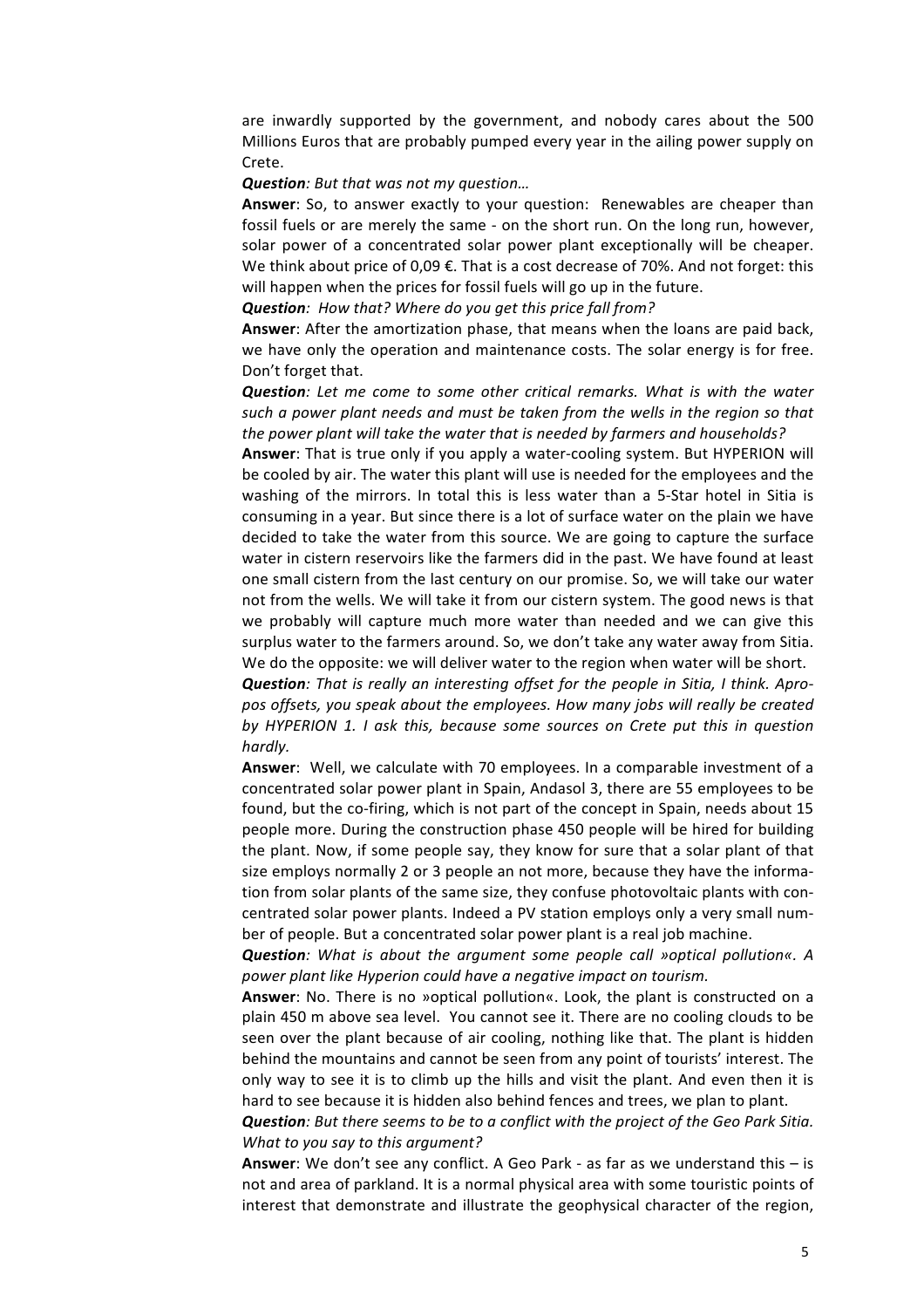are inwardly supported by the government, and nobody cares about the 500 Millions Euros that are probably pumped every year in the ailing power supply on Crete.

***Question****: But that was not my question…*

**Answer**: So, to answer exactly to your question: Renewables are cheaper than fossil fuels or are merely the same - on the short run. On the long run, however, solar power of a concentrated solar power plant exceptionally will be cheaper. We think about price of 0,09 €. That is a cost decrease of 70%. And not forget: this will happen when the prices for fossil fuels will go up in the future.

***Question****: How that? Where do you get this price fall from?*

**Answer**: After the amortization phase, that means when the loans are paid back, we have only the operation and maintenance costs. The solar energy is for free. Don't forget that.

***Question****: Let me come to some other critical remarks. What is with the water such a power plant needs and must be taken from the wells in the region so that the power plant will take the water that is needed by farmers and households?*

**Answer**: That is true only if you apply a water-cooling system. But HYPERION will be cooled by air. The water this plant will use is needed for the employees and the washing of the mirrors. In total this is less water than a 5-Star hotel in Sitia is consuming in a year. But since there is a lot of surface water on the plain we have decided to take the water from this source. We are going to capture the surface water in cistern reservoirs like the farmers did in the past. We have found at least one small cistern from the last century on our promise. So, we will take our water not from the wells. We will take it from our cistern system. The good news is that we probably will capture much more water than needed and we can give this surplus water to the farmers around. So, we don't take any water away from Sitia. We do the opposite: we will deliver water to the region when water will be short.

***Question****: That is really an interesting offset for the people in Sitia, I think. Apropos offsets, you speak about the employees. How many jobs will really be created by HYPERION 1. I ask this, because some sources on Crete put this in question hardly.*

**Answer**: Well, we calculate with 70 employees. In a comparable investment of a concentrated solar power plant in Spain, Andasol 3, there are 55 employees to be found, but the co-firing, which is not part of the concept in Spain, needs about 15 people more. During the construction phase 450 people will be hired for building the plant. Now, if some people say, they know for sure that a solar plant of that size employs normally 2 or 3 people an not more, because they have the information from solar plants of the same size, they confuse photovoltaic plants with concentrated solar power plants. Indeed a PV station employs only a very small number of people. But a concentrated solar power plant is a real job machine.

***Question****: What is about the argument some people call »optical pollution«. A power plant like Hyperion could have a negative impact on tourism.*

**Answer**: No. There is no »optical pollution«. Look, the plant is constructed on a plain 450 m above sea level. You cannot see it. There are no cooling clouds to be seen over the plant because of air cooling, nothing like that. The plant is hidden behind the mountains and cannot be seen from any point of tourists' interest. The only way to see it is to climb up the hills and visit the plant. And even then it is hard to see because it is hidden also behind fences and trees, we plan to plant.

***Question****: But there seems to be to a conflict with the project of the Geo Park Sitia. What to you say to this argument?*

**Answer**: We don't see any conflict. A Geo Park - as far as we understand this – is not and area of parkland. It is a normal physical area with some touristic points of interest that demonstrate and illustrate the geophysical character of the region,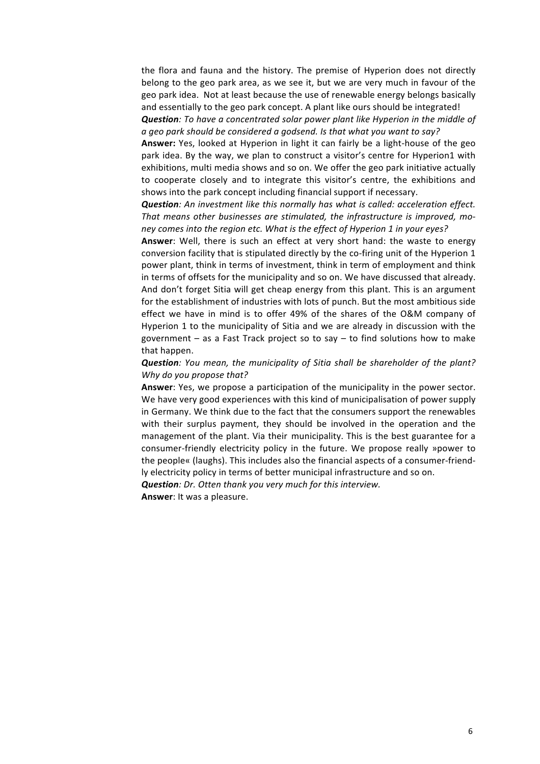the flora and fauna and the history. The premise of Hyperion does not directly belong to the geo park area, as we see it, but we are very much in favour of the geo park idea. Not at least because the use of renewable energy belongs basically and essentially to the geo park concept. A plant like ours should be integrated!

***Question**: To have a concentrated solar power plant like Hyperion in the middle of a geo park should be considered a godsend. Is that what you want to say?*

**Answer:** Yes, looked at Hyperion in light it can fairly be a light-house of the geo park idea. By the way, we plan to construct a visitor's centre for Hyperion1 with exhibitions, multi media shows and so on. We offer the geo park initiative actually to cooperate closely and to integrate this visitor's centre, the exhibitions and shows into the park concept including financial support if necessary.

***Question**: An investment like this normally has what is called: acceleration effect. That means other businesses are stimulated, the infrastructure is improved, money comes into the region etc. What is the effect of Hyperion 1 in your eyes?*

**Answer**: Well, there is such an effect at very short hand: the waste to energy conversion facility that is stipulated directly by the co-firing unit of the Hyperion 1 power plant, think in terms of investment, think in term of employment and think in terms of offsets for the municipality and so on. We have discussed that already. And don't forget Sitia will get cheap energy from this plant. This is an argument for the establishment of industries with lots of punch. But the most ambitious side effect we have in mind is to offer 49% of the shares of the O&M company of Hyperion 1 to the municipality of Sitia and we are already in discussion with the government – as a Fast Track project so to say – to find solutions how to make that happen.

***Question**: You mean, the municipality of Sitia shall be shareholder of the plant? Why do you propose that?*

**Answer**: Yes, we propose a participation of the municipality in the power sector. We have very good experiences with this kind of municipalisation of power supply in Germany. We think due to the fact that the consumers support the renewables with their surplus payment, they should be involved in the operation and the management of the plant. Via their municipality. This is the best guarantee for a consumer-friendly electricity policy in the future. We propose really »power to the people« (laughs). This includes also the financial aspects of a consumer-friendly electricity policy in terms of better municipal infrastructure and so on.

***Question**: Dr. Otten thank you very much for this interview.*

**Answer**: It was a pleasure.